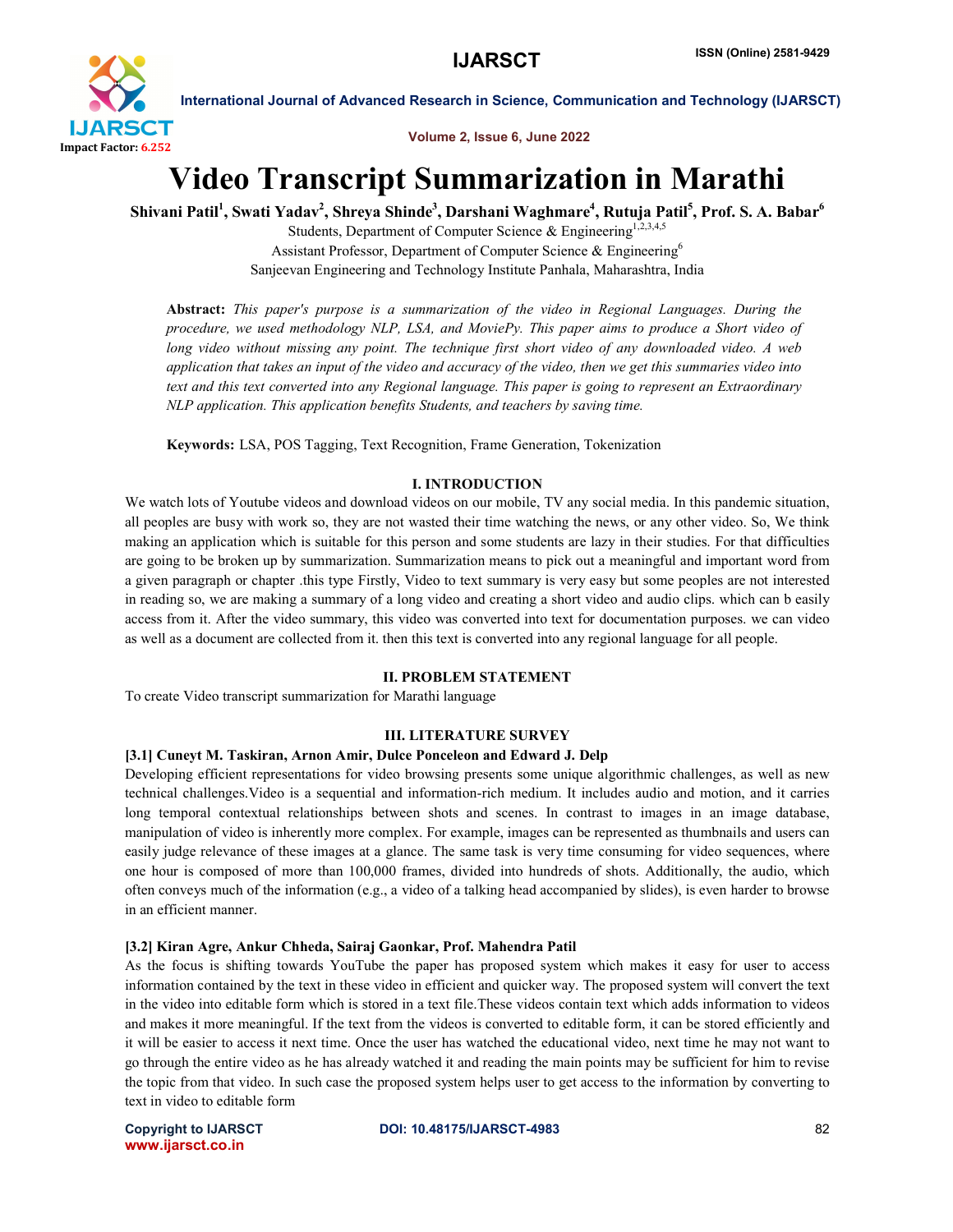# Video Transcript Summarization in Marathi

**Shivani Patil[1], Swati Yadav[2], Shreya Shinde[3], Darshani Waghmare[4], Rutuja Patil[5], Prof. S. A. Babar[6]**

Students, Department of Computer Science & Engineering[1,2,3,4,5]

Assistant Professor, Department of Computer Science & Engineering[6]

Sanjeevan Engineering and Technology Institute Panhala, Maharashtra, India

**Abstract:** *This paper's purpose is a summarization of the video in Regional Languages. During the procedure, we used methodology NLP, LSA, and MoviePy. This paper aims to produce a Short video of long video without missing any point. The technique first short video of any downloaded video. A web application that takes an input of the video and accuracy of the video, then we get this summaries video into text and this text converted into any Regional language. This paper is going to represent an Extraordinary NLP application. This application benefits Students, and teachers by saving time.*

**Keywords:** LSA, POS Tagging, Text Recognition, Frame Generation, Tokenization

## I. INTRODUCTION

We watch lots of Youtube videos and download videos on our mobile, TV any social media. In this pandemic situation, all peoples are busy with work so, they are not wasted their time watching the news, or any other video. So, We think making an application which is suitable for this person and some students are lazy in their studies. For that difficulties are going to be broken up by summarization. Summarization means to pick out a meaningful and important word from a given paragraph or chapter .this type Firstly, Video to text summary is very easy but some peoples are not interested in reading so, we are making a summary of a long video and creating a short video and audio clips. which can b easily access from it. After the video summary, this video was converted into text for documentation purposes. we can video as well as a document are collected from it. then this text is converted into any regional language for all people.

## II. PROBLEM STATEMENT

To create Video transcript summarization for Marathi language

## III. LITERATURE SURVEY

### [3.1] Cuneyt M. Taskiran, Arnon Amir, Dulce Ponceleon and Edward J. Delp

Developing efficient representations for video browsing presents some unique algorithmic challenges, as well as new technical challenges.Video is a sequential and information-rich medium. It includes audio and motion, and it carries long temporal contextual relationships between shots and scenes. In contrast to images in an image database, manipulation of video is inherently more complex. For example, images can be represented as thumbnails and users can easily judge relevance of these images at a glance. The same task is very time consuming for video sequences, where one hour is composed of more than 100,000 frames, divided into hundreds of shots. Additionally, the audio, which often conveys much of the information (e.g., a video of a talking head accompanied by slides), is even harder to browse in an efficient manner.

### [3.2] Kiran Agre, Ankur Chheda, Sairaj Gaonkar, Prof. Mahendra Patil

As the focus is shifting towards YouTube the paper has proposed system which makes it easy for user to access information contained by the text in these video in efficient and quicker way. The proposed system will convert the text in the video into editable form which is stored in a text file.These videos contain text which adds information to videos and makes it more meaningful. If the text from the videos is converted to editable form, it can be stored efficiently and it will be easier to access it next time. Once the user has watched the educational video, next time he may not want to go through the entire video as he has already watched it and reading the main points may be sufficient for him to revise the topic from that video. In such case the proposed system helps user to get access to the information by converting to text in video to editable form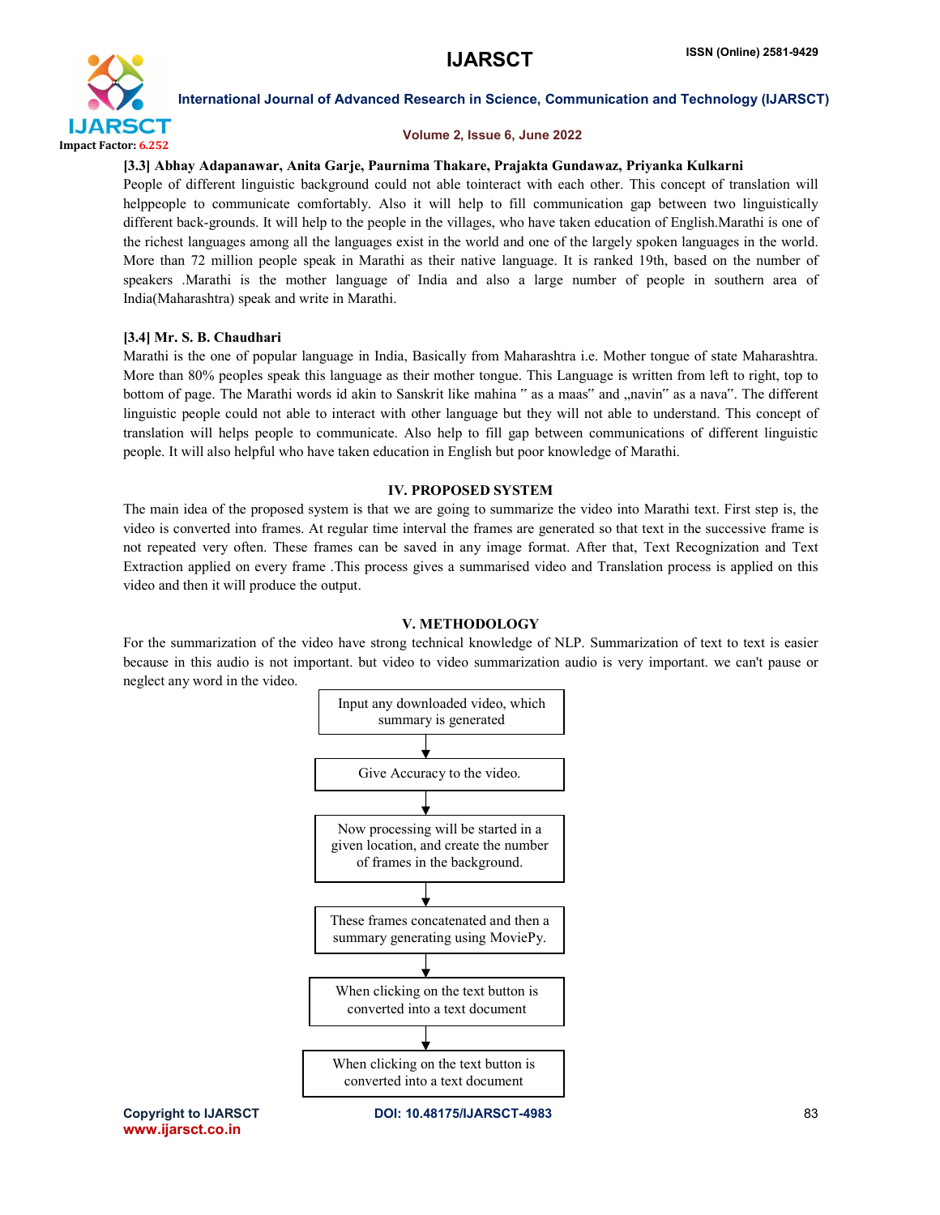**[3.3] Abhay Adapanawar, Anita Garje, Paurnima Thakare, Prajakta Gundawaz, Priyanka Kulkarni**

People of different linguistic background could not able tointeract with each other. This concept of translation will helppeople to communicate comfortably. Also it will help to fill communication gap between two linguistically different back-grounds. It will help to the people in the villages, who have taken education of English.Marathi is one of the richest languages among all the languages exist in the world and one of the largely spoken languages in the world. More than 72 million people speak in Marathi as their native language. It is ranked 19th, based on the number of speakers .Marathi is the mother language of India and also a large number of people in southern area of India(Maharashtra) speak and write in Marathi.

**[3.4] Mr. S. B. Chaudhari**

Marathi is the one of popular language in India, Basically from Maharashtra i.e. Mother tongue of state Maharashtra. More than 80% peoples speak this language as their mother tongue. This Language is written from left to right, top to bottom of page. The Marathi words id akin to Sanskrit like mahina ‟ as a maas‟ and „navin‟ as a nava‟. The different linguistic people could not able to interact with other language but they will not able to understand. This concept of translation will helps people to communicate. Also help to fill gap between communications of different linguistic people. It will also helpful who have taken education in English but poor knowledge of Marathi.

## IV. PROPOSED SYSTEM

The main idea of the proposed system is that we are going to summarize the video into Marathi text. First step is, the video is converted into frames. At regular time interval the frames are generated so that text in the successive frame is not repeated very often. These frames can be saved in any image format. After that, Text Recognization and Text Extraction applied on every frame .This process gives a summarised video and Translation process is applied on this video and then it will produce the output.

## V. METHODOLOGY

For the summarization of the video have strong technical knowledge of NLP. Summarization of text to text is easier because in this audio is not important. but video to video summarization audio is very important. we can't pause or neglect any word in the video.

Input any downloaded video, which summary is generated

↓

Give Accuracy to the video.

↓

Now processing will be started in a given location, and create the number of frames in the background.

↓

These frames concatenated and then a summary generating using MoviePy.

↓

When clicking on the text button is converted into a text document

↓

When clicking on the text button is converted into a text document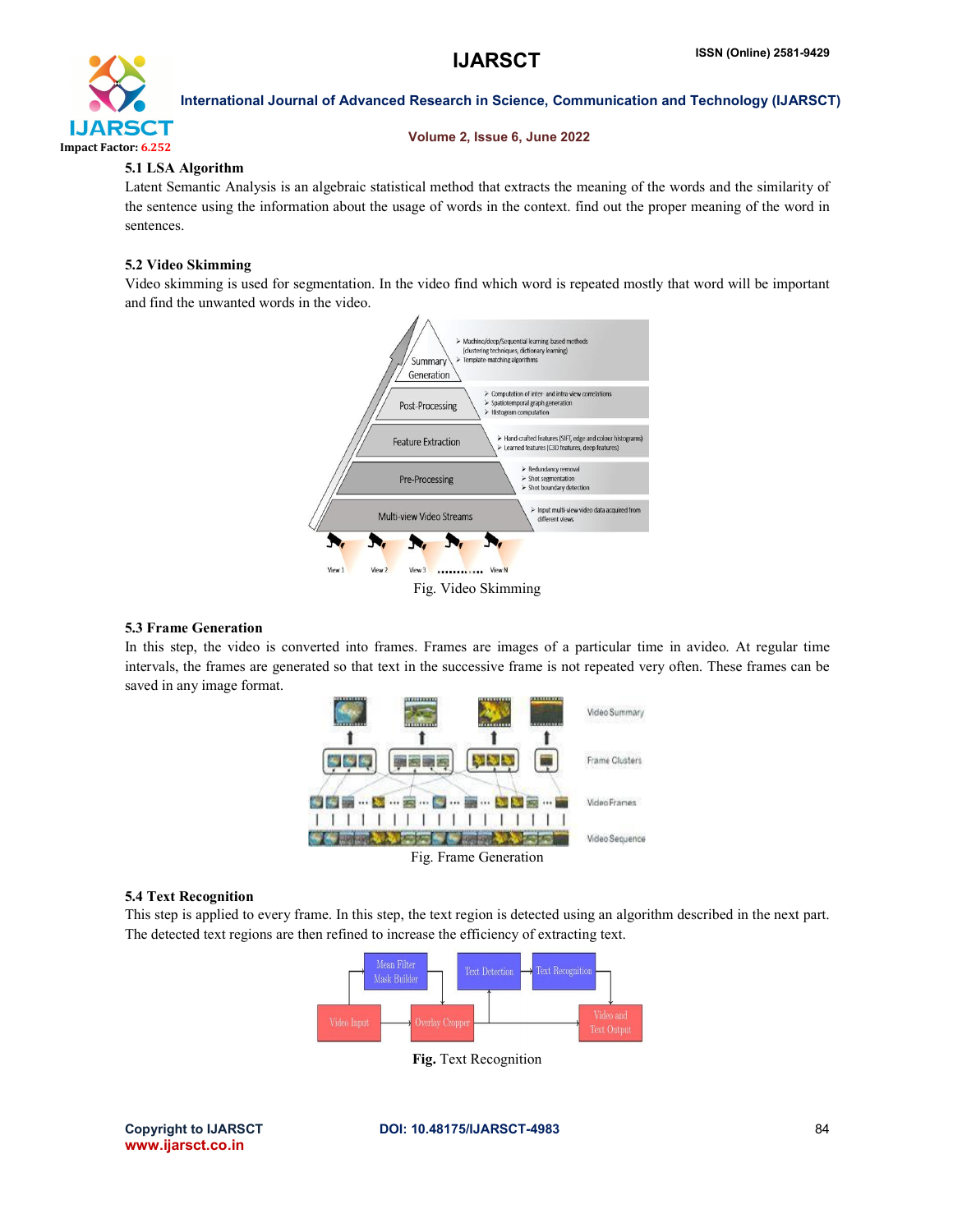### 5.1 LSA Algorithm

Latent Semantic Analysis is an algebraic statistical method that extracts the meaning of the words and the similarity of the sentence using the information about the usage of words in the context. find out the proper meaning of the word in sentences.

### 5.2 Video Skimming

Video skimming is used for segmentation. In the video find which word is repeated mostly that word will be important and find the unwanted words in the video.

Fig. Video Skimming

### 5.3 Frame Generation

In this step, the video is converted into frames. Frames are images of a particular time in avideo. At regular time intervals, the frames are generated so that text in the successive frame is not repeated very often. These frames can be saved in any image format.

Fig. Frame Generation

### 5.4 Text Recognition

This step is applied to every frame. In this step, the text region is detected using an algorithm described in the next part. The detected text regions are then refined to increase the efficiency of extracting text.

**Fig.** Text Recognition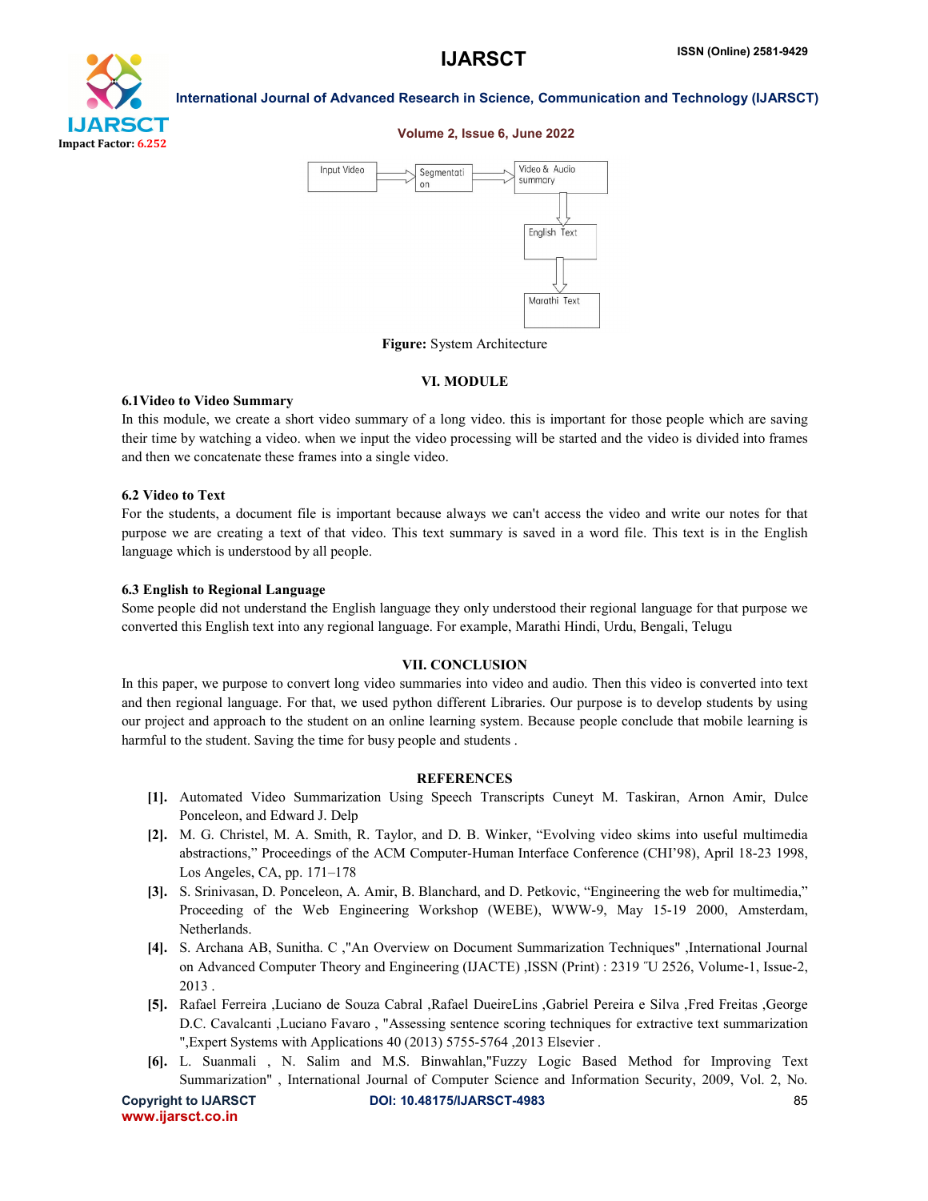Figure: System Architecture

## VI. MODULE

### 6.1Video to Video Summary

In this module, we create a short video summary of a long video. this is important for those people which are saving their time by watching a video. when we input the video processing will be started and the video is divided into frames and then we concatenate these frames into a single video.

### 6.2 Video to Text

For the students, a document file is important because always we can't access the video and write our notes for that purpose we are creating a text of that video. This text summary is saved in a word file. This text is in the English language which is understood by all people.

### 6.3 English to Regional Language

Some people did not understand the English language they only understood their regional language for that purpose we converted this English text into any regional language. For example, Marathi Hindi, Urdu, Bengali, Telugu

## VII. CONCLUSION

In this paper, we purpose to convert long video summaries into video and audio. Then this video is converted into text and then regional language. For that, we used python different Libraries. Our purpose is to develop students by using our project and approach to the student on an online learning system. Because people conclude that mobile learning is harmful to the student. Saving the time for busy people and students .

## REFERENCES

**[1].** Automated Video Summarization Using Speech Transcripts Cuneyt M. Taskiran, Arnon Amir, Dulce Ponceleon, and Edward J. Delp

**[2].** M. G. Christel, M. A. Smith, R. Taylor, and D. B. Winker, "Evolving video skims into useful multimedia abstractions," Proceedings of the ACM Computer-Human Interface Conference (CHI'98), April 18-23 1998, Los Angeles, CA, pp. 171–178

**[3].** S. Srinivasan, D. Ponceleon, A. Amir, B. Blanchard, and D. Petkovic, "Engineering the web for multimedia," Proceeding of the Web Engineering Workshop (WEBE), WWW-9, May 15-19 2000, Amsterdam, Netherlands.

**[4].** S. Archana AB, Sunitha. C ,"An Overview on Document Summarization Techniques" ,International Journal on Advanced Computer Theory and Engineering (IJACTE) ,ISSN (Print) : 2319 ̃U 2526, Volume-1, Issue-2, 2013 .

**[5].** Rafael Ferreira ,Luciano de Souza Cabral ,Rafael DueireLins ,Gabriel Pereira e Silva ,Fred Freitas ,George D.C. Cavalcanti ,Luciano Favaro , "Assessing sentence scoring techniques for extractive text summarization ",Expert Systems with Applications 40 (2013) 5755-5764 ,2013 Elsevier .

**[6].** L. Suanmali , N. Salim and M.S. Binwahlan,"Fuzzy Logic Based Method for Improving Text Summarization" , International Journal of Computer Science and Information Security, 2009, Vol. 2, No.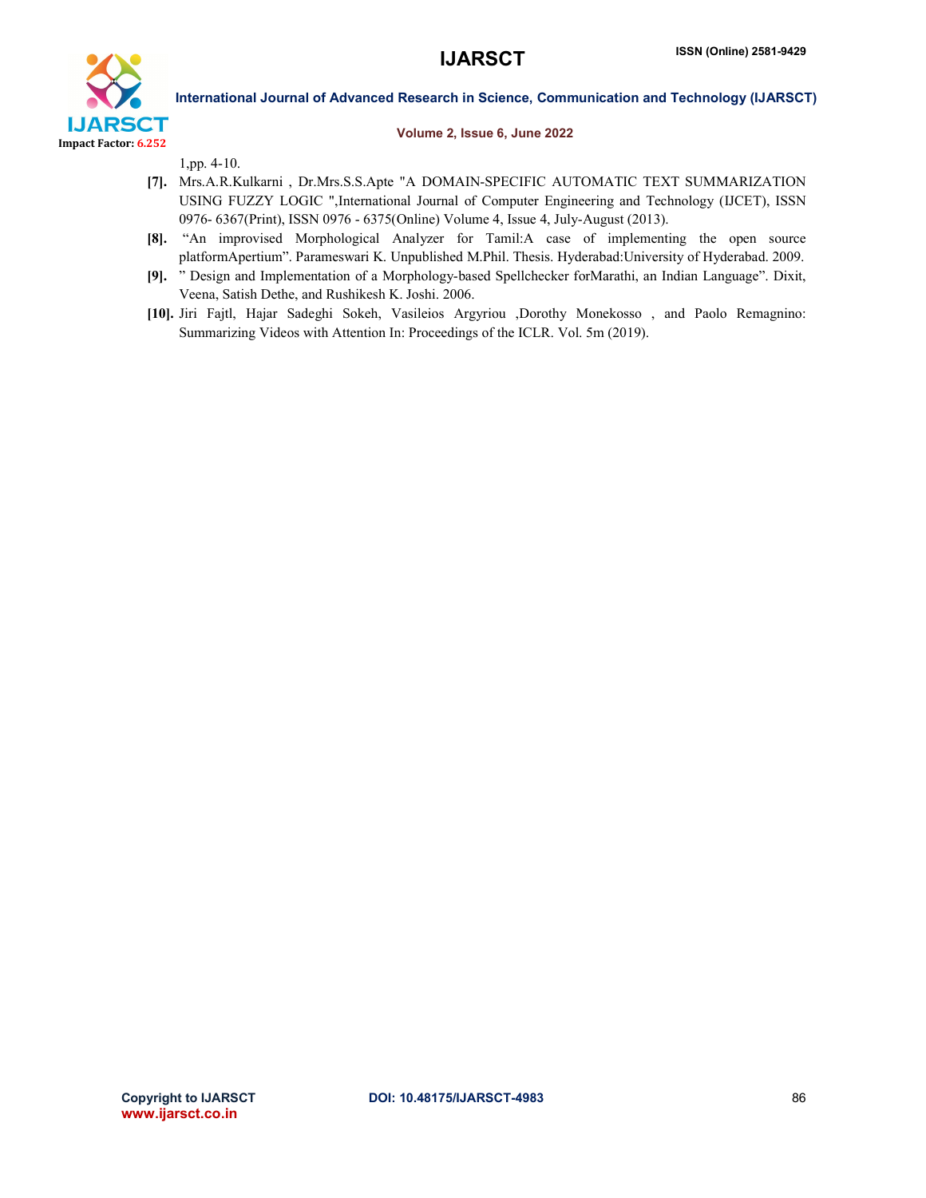1,pp. 4-10.

**[7].** Mrs.A.R.Kulkarni , Dr.Mrs.S.S.Apte "A DOMAIN-SPECIFIC AUTOMATIC TEXT SUMMARIZATION USING FUZZY LOGIC ",International Journal of Computer Engineering and Technology (IJCET), ISSN 0976- 6367(Print), ISSN 0976 - 6375(Online) Volume 4, Issue 4, July-August (2013).

**[8].** "An improvised Morphological Analyzer for Tamil:A case of implementing the open source platformApertium". Parameswari K. Unpublished M.Phil. Thesis. Hyderabad:University of Hyderabad. 2009.

**[9].** " Design and Implementation of a Morphology-based Spellchecker forMarathi, an Indian Language". Dixit, Veena, Satish Dethe, and Rushikesh K. Joshi. 2006.

**[10].** Jiri Fajtl, Hajar Sadeghi Sokeh, Vasileios Argyriou ,Dorothy Monekosso , and Paolo Remagnino: Summarizing Videos with Attention In: Proceedings of the ICLR. Vol. 5m (2019).